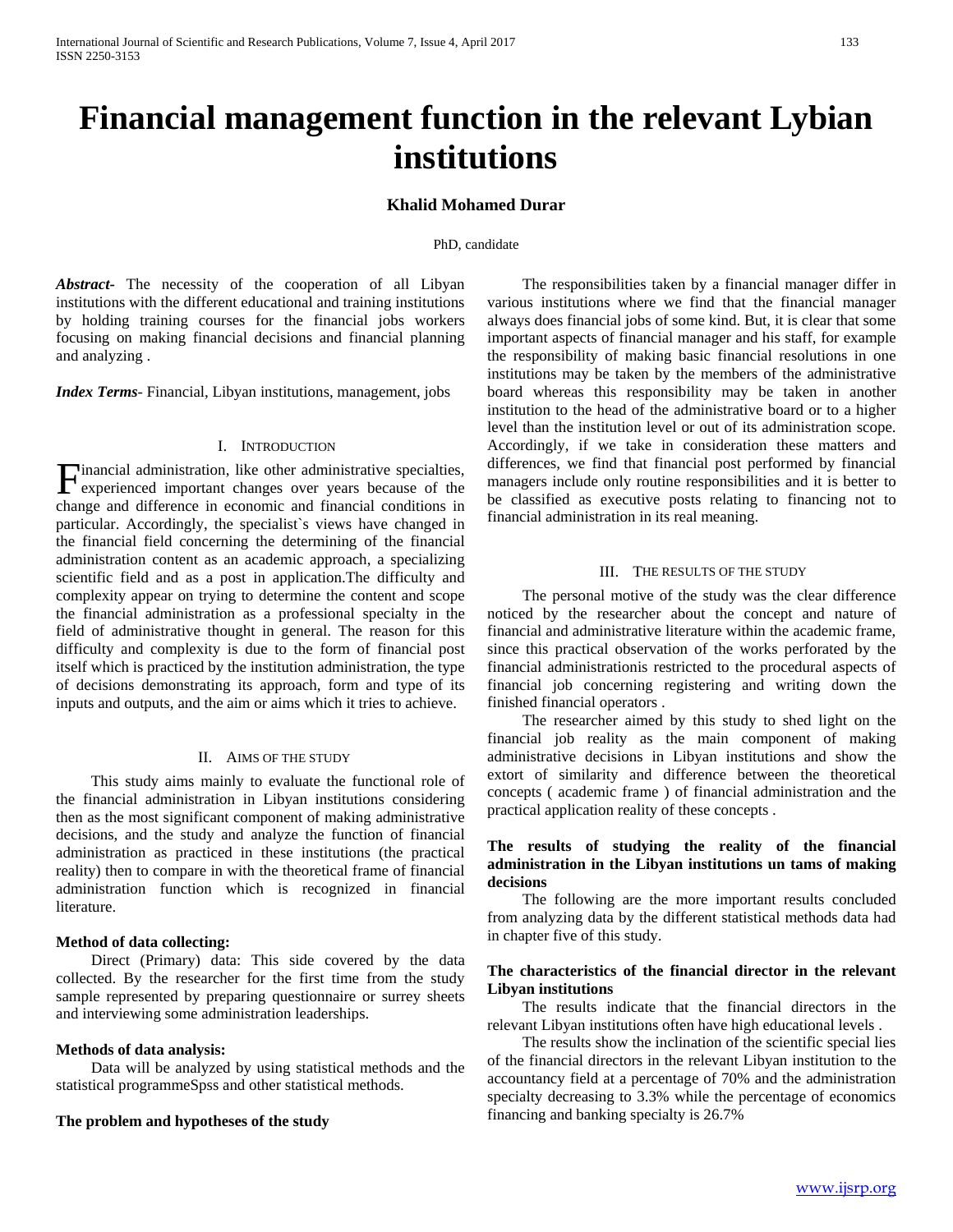# Financial management function in the relevant Lybian institutions

**Khalid Mohamed Durar**

PhD, candidate

***Abstract*-** The necessity of the cooperation of all Libyan institutions with the different educational and training institutions by holding training courses for the financial jobs workers focusing on making financial decisions and financial planning and analyzing .

***Index Terms*-** Financial, Libyan institutions, management, jobs

## I. Introduction

Financial administration, like other administrative specialties, experienced important changes over years because of the change and difference in economic and financial conditions in particular. Accordingly, the specialist`s views have changed in the financial field concerning the determining of the financial administration content as an academic approach, a specializing scientific field and as a post in application.The difficulty and complexity appear on trying to determine the content and scope the financial administration as a professional specialty in the field of administrative thought in general. The reason for this difficulty and complexity is due to the form of financial post itself which is practiced by the institution administration, the type of decisions demonstrating its approach, form and type of its inputs and outputs, and the aim or aims which it tries to achieve.

## II. Aims of the Study

This study aims mainly to evaluate the functional role of the financial administration in Libyan institutions considering then as the most significant component of making administrative decisions, and the study and analyze the function of financial administration as practiced in these institutions (the practical reality) then to compare in with the theoretical frame of financial administration function which is recognized in financial literature.

**Method of data collecting:**

Direct (Primary) data: This side covered by the data collected. By the researcher for the first time from the study sample represented by preparing questionnaire or surrey sheets and interviewing some administration leaderships.

**Methods of data analysis:**

Data will be analyzed by using statistical methods and the statistical programmeSpss and other statistical methods.

**The problem and hypotheses of the study**

The responsibilities taken by a financial manager differ in various institutions where we find that the financial manager always does financial jobs of some kind. But, it is clear that some important aspects of financial manager and his staff, for example the responsibility of making basic financial resolutions in one institutions may be taken by the members of the administrative board whereas this responsibility may be taken in another institution to the head of the administrative board or to a higher level than the institution level or out of its administration scope. Accordingly, if we take in consideration these matters and differences, we find that financial post performed by financial managers include only routine responsibilities and it is better to be classified as executive posts relating to financing not to financial administration in its real meaning.

## III. The Results of the Study

The personal motive of the study was the clear difference noticed by the researcher about the concept and nature of financial and administrative literature within the academic frame, since this practical observation of the works perforated by the financial administrationis restricted to the procedural aspects of financial job concerning registering and writing down the finished financial operators .

The researcher aimed by this study to shed light on the financial job reality as the main component of making administrative decisions in Libyan institutions and show the extort of similarity and difference between the theoretical concepts ( academic frame ) of financial administration and the practical application reality of these concepts .

**The results of studying the reality of the financial administration in the Libyan institutions un tams of making decisions**

The following are the more important results concluded from analyzing data by the different statistical methods data had in chapter five of this study.

**The characteristics of the financial director in the relevant Libyan institutions**

The results indicate that the financial directors in the relevant Libyan institutions often have high educational levels .

The results show the inclination of the scientific special lies of the financial directors in the relevant Libyan institution to the accountancy field at a percentage of 70% and the administration specialty decreasing to 3.3% while the percentage of economics financing and banking specialty is 26.7%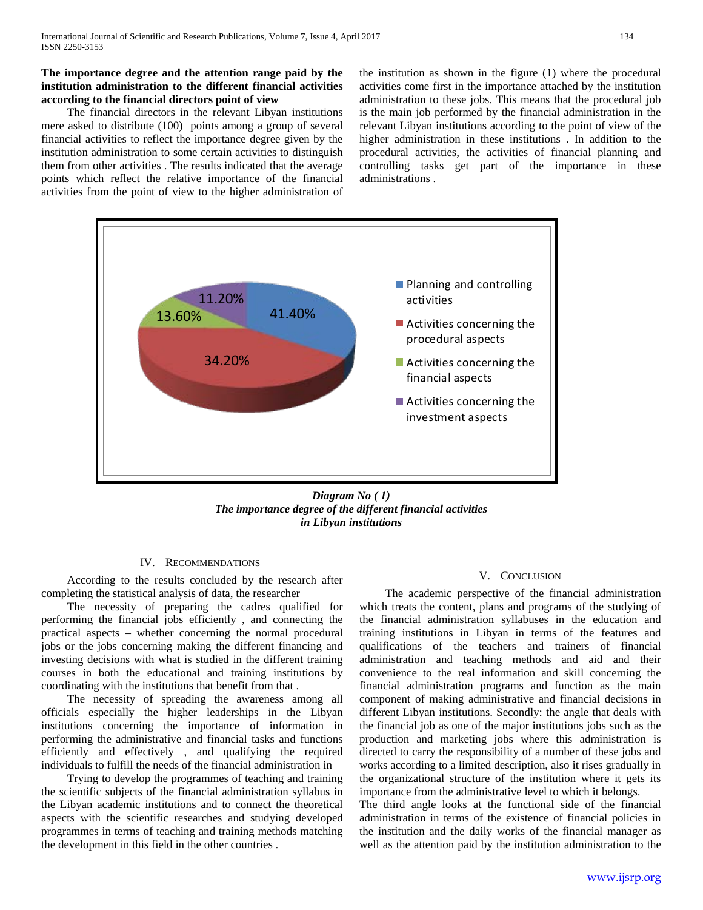**The importance degree and the attention range paid by the institution administration to the different financial activities according to the financial directors point of view**

The financial directors in the relevant Libyan institutions mere asked to distribute (100) points among a group of several financial activities to reflect the importance degree given by the institution administration to some certain activities to distinguish them from other activities . The results indicated that the average points which reflect the relative importance of the financial activities from the point of view to the higher administration of the institution as shown in the figure (1) where the procedural activities come first in the importance attached by the institution administration to these jobs. This means that the procedural job is the main job performed by the financial administration in the relevant Libyan institutions according to the point of view of the higher administration in these institutions . In addition to the procedural activities, the activities of financial planning and controlling tasks get part of the importance in these administrations .

*Diagram No ( 1)*
*The importance degree of the different financial activities in Libyan institutions*

| Activity | Percentage |
|---|---|
| Planning and controlling activities | 41.40% |
| Activities concerning the procedural aspects | 34.20% |
| Activities concerning the financial aspects | 13.60% |
| Activities concerning the investment aspects | 11.20% |

## IV. Recommendations

According to the results concluded by the research after completing the statistical analysis of data, the researcher

The necessity of preparing the cadres qualified for performing the financial jobs efficiently , and connecting the practical aspects – whether concerning the normal procedural jobs or the jobs concerning making the different financing and investing decisions with what is studied in the different training courses in both the educational and training institutions by coordinating with the institutions that benefit from that .

The necessity of spreading the awareness among all officials especially the higher leaderships in the Libyan institutions concerning the importance of information in performing the administrative and financial tasks and functions efficiently and effectively , and qualifying the required individuals to fulfill the needs of the financial administration in

Trying to develop the programmes of teaching and training the scientific subjects of the financial administration syllabus in the Libyan academic institutions and to connect the theoretical aspects with the scientific researches and studying developed programmes in terms of teaching and training methods matching the development in this field in the other countries .

## V. Conclusion

The academic perspective of the financial administration which treats the content, plans and programs of the studying of the financial administration syllabuses in the education and training institutions in Libyan in terms of the features and qualifications of the teachers and trainers of financial administration and teaching methods and aid and their convenience to the real information and skill concerning the financial administration programs and function as the main component of making administrative and financial decisions in different Libyan institutions. Secondly: the angle that deals with the financial job as one of the major institutions jobs such as the production and marketing jobs where this administration is directed to carry the responsibility of a number of these jobs and works according to a limited description, also it rises gradually in the organizational structure of the institution where it gets its importance from the administrative level to which it belongs.
The third angle looks at the functional side of the financial administration in terms of the existence of financial policies in the institution and the daily works of the financial manager as well as the attention paid by the institution administration to the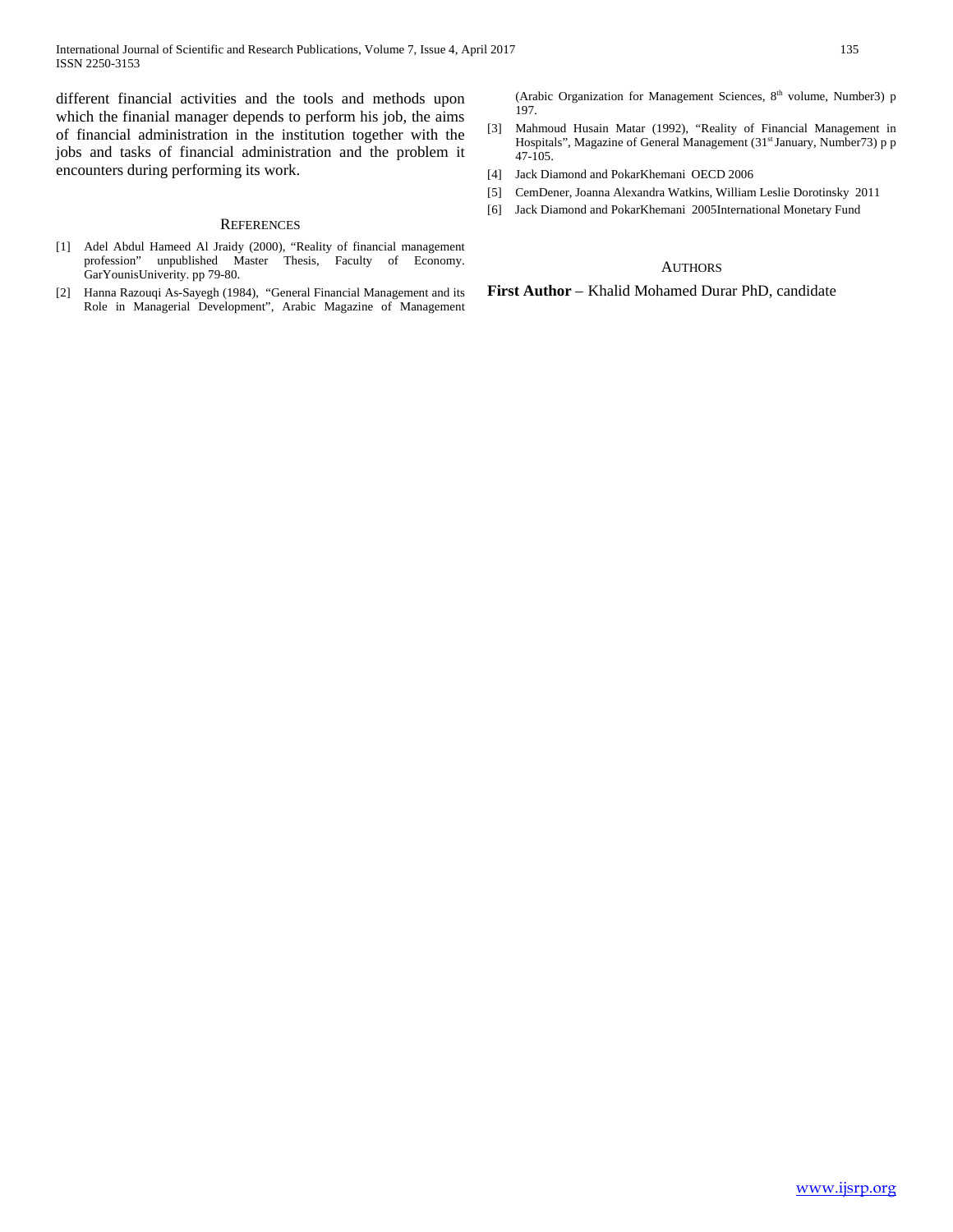different financial activities and the tools and methods upon which the finanial manager depends to perform his job, the aims of financial administration in the institution together with the jobs and tasks of financial administration and the problem it encounters during performing its work.

## References

[1] Adel Abdul Hameed Al Jraidy (2000), "Reality of financial management profession" unpublished Master Thesis, Faculty of Economy. GarYounisUniverity. pp 79-80.

[2] Hanna Razouqi As-Sayegh (1984), "General Financial Management and its Role in Managerial Development", Arabic Magazine of Management (Arabic Organization for Management Sciences, 8th volume, Number3) p 197.

[3] Mahmoud Husain Matar (1992), "Reality of Financial Management in Hospitals", Magazine of General Management (31st January, Number73) p p 47-105.

[4] Jack Diamond and PokarKhemani OECD 2006

[5] CemDener, Joanna Alexandra Watkins, William Leslie Dorotinsky 2011

[6] Jack Diamond and PokarKhemani 2005International Monetary Fund

## Authors

**First Author** – Khalid Mohamed Durar PhD, candidate